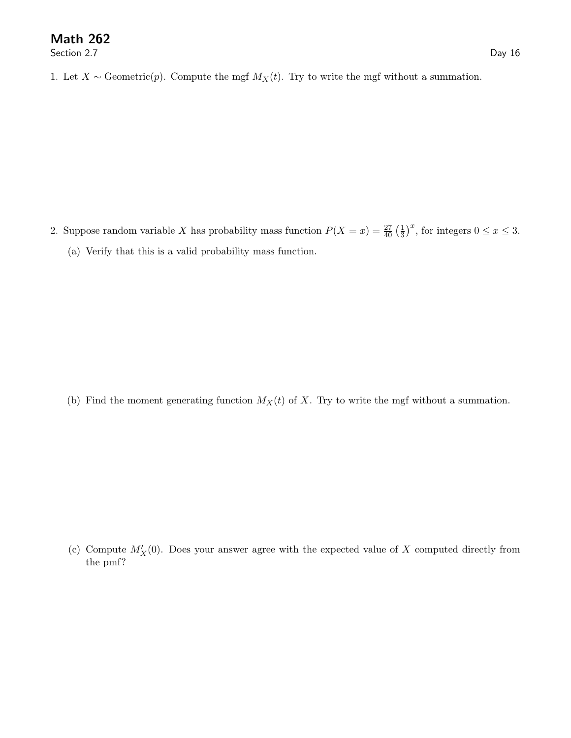# Math 262

Section 2.7

Day 16

1. Let $X \sim \text{Geometric}(p)$. Compute the mgf $M_X(t)$. Try to write the mgf without a summation.

2. Suppose random variable $X$ has probability mass function $P(X = x) = \frac{27}{40}\left(\frac{1}{3}\right)^x$, for integers $0 \leq x \leq 3$.

   (a) Verify that this is a valid probability mass function.

   (b) Find the moment generating function $M_X(t)$ of $X$. Try to write the mgf without a summation.

   (c) Compute $M'_X(0)$. Does your answer agree with the expected value of $X$ computed directly from the pmf?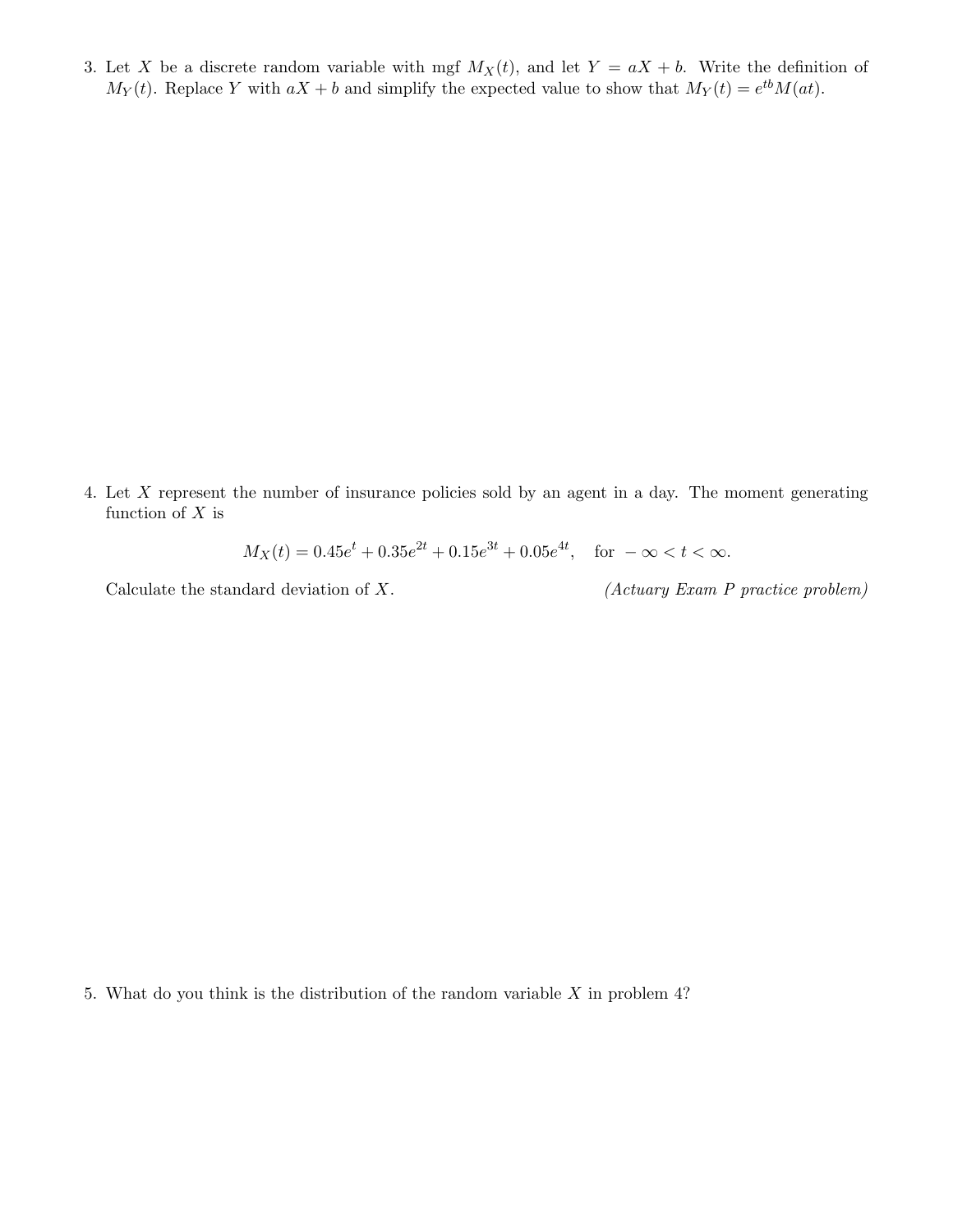3. Let $X$ be a discrete random variable with mgf $M_X(t)$, and let $Y = aX + b$. Write the definition of $M_Y(t)$. Replace $Y$ with $aX + b$ and simplify the expected value to show that $M_Y(t) = e^{tb}M(at)$.

4. Let $X$ represent the number of insurance policies sold by an agent in a day. The moment generating function of $X$ is

$$M_X(t) = 0.45e^t + 0.35e^{2t} + 0.15e^{3t} + 0.05e^{4t}, \quad \text{for } -\infty < t < \infty.$$

Calculate the standard deviation of $X$. *(Actuary Exam P practice problem)*

5. What do you think is the distribution of the random variable $X$ in problem 4?